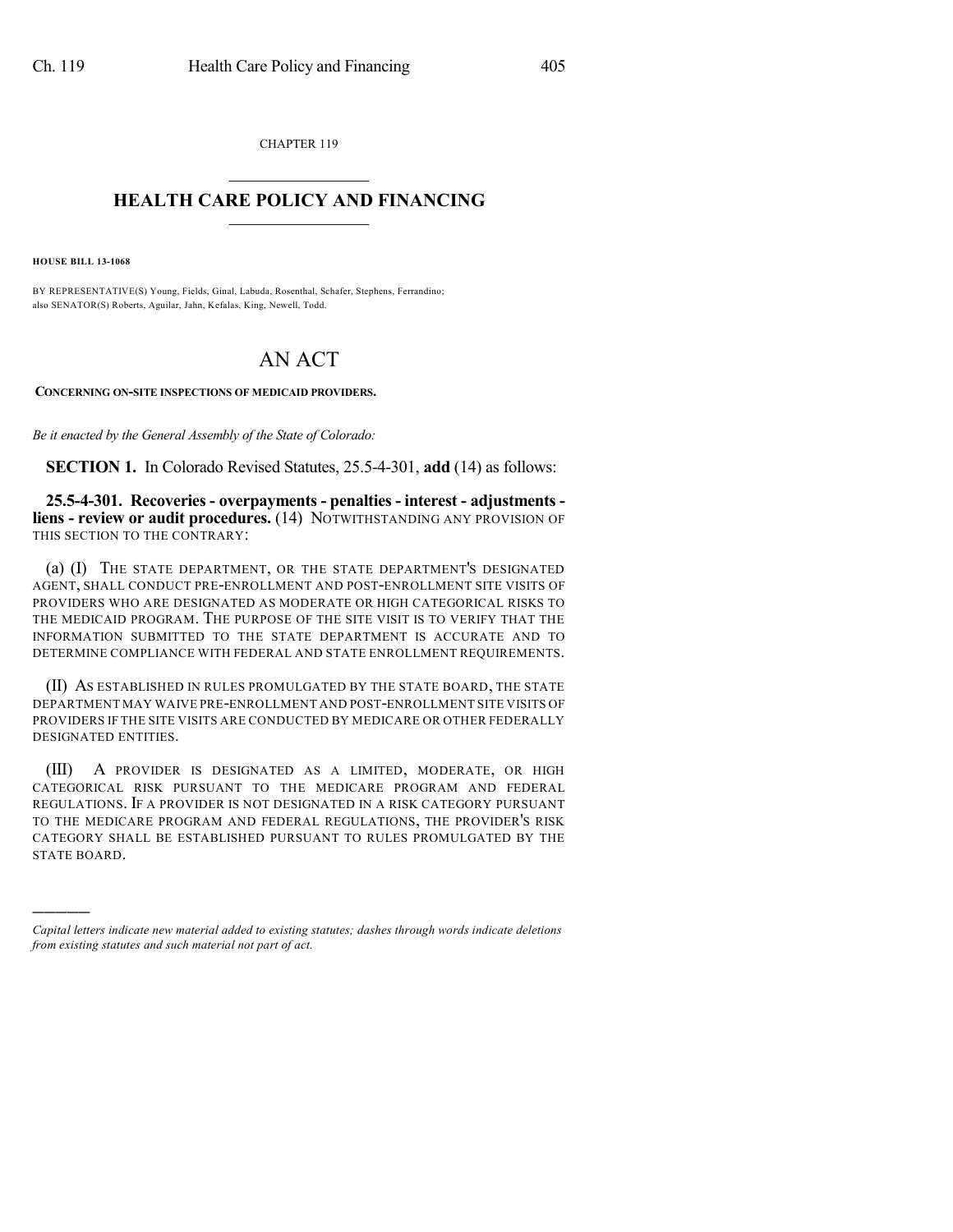CHAPTER 119

# HEALTH CARE POLICY AND FINANCING

**HOUSE BILL 13-1068**

BY REPRESENTATIVE(S) Young, Fields, Ginal, Labuda, Rosenthal, Schafer, Stephens, Ferrandino; also SENATOR(S) Roberts, Aguilar, Jahn, Kefalas, King, Newell, Todd.

# AN ACT

**CONCERNING ON-SITE INSPECTIONS OF MEDICAID PROVIDERS.**

*Be it enacted by the General Assembly of the State of Colorado:*

**SECTION 1.** In Colorado Revised Statutes, 25.5-4-301, **add** (14) as follows:

**25.5-4-301. Recoveries - overpayments - penalties - interest - adjustments - liens - review or audit procedures.** (14) NOTWITHSTANDING ANY PROVISION OF THIS SECTION TO THE CONTRARY:

(a) (I) THE STATE DEPARTMENT, OR THE STATE DEPARTMENT'S DESIGNATED AGENT, SHALL CONDUCT PRE-ENROLLMENT AND POST-ENROLLMENT SITE VISITS OF PROVIDERS WHO ARE DESIGNATED AS MODERATE OR HIGH CATEGORICAL RISKS TO THE MEDICAID PROGRAM. THE PURPOSE OF THE SITE VISIT IS TO VERIFY THAT THE INFORMATION SUBMITTED TO THE STATE DEPARTMENT IS ACCURATE AND TO DETERMINE COMPLIANCE WITH FEDERAL AND STATE ENROLLMENT REQUIREMENTS.

(II) AS ESTABLISHED IN RULES PROMULGATED BY THE STATE BOARD, THE STATE DEPARTMENT MAY WAIVE PRE-ENROLLMENT AND POST-ENROLLMENT SITE VISITS OF PROVIDERS IF THE SITE VISITS ARE CONDUCTED BY MEDICARE OR OTHER FEDERALLY DESIGNATED ENTITIES.

(III) A PROVIDER IS DESIGNATED AS A LIMITED, MODERATE, OR HIGH CATEGORICAL RISK PURSUANT TO THE MEDICARE PROGRAM AND FEDERAL REGULATIONS. IF A PROVIDER IS NOT DESIGNATED IN A RISK CATEGORY PURSUANT TO THE MEDICARE PROGRAM AND FEDERAL REGULATIONS, THE PROVIDER'S RISK CATEGORY SHALL BE ESTABLISHED PURSUANT TO RULES PROMULGATED BY THE STATE BOARD.

---

*Capital letters indicate new material added to existing statutes; dashes through words indicate deletions from existing statutes and such material not part of act.*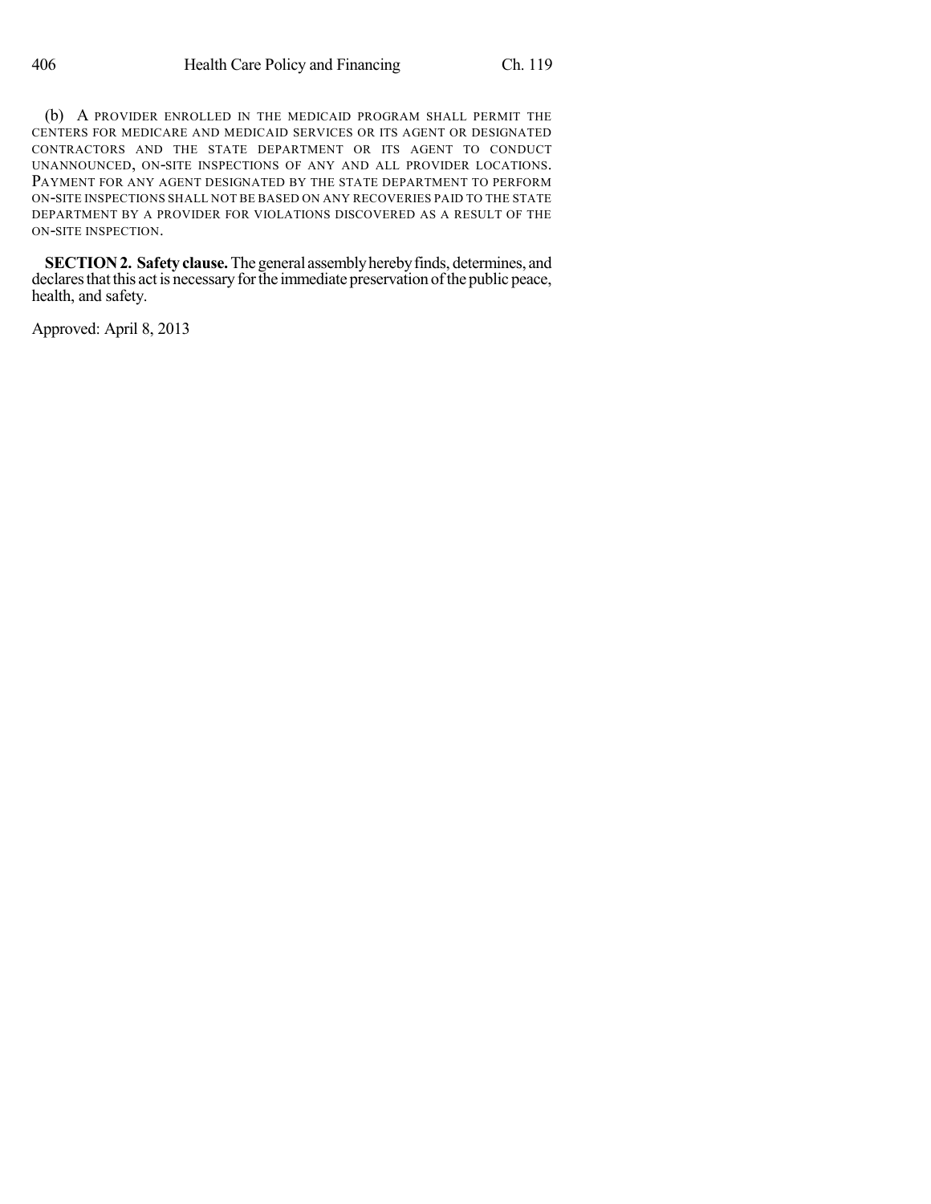(b) A PROVIDER ENROLLED IN THE MEDICAID PROGRAM SHALL PERMIT THE CENTERS FOR MEDICARE AND MEDICAID SERVICES OR ITS AGENT OR DESIGNATED CONTRACTORS AND THE STATE DEPARTMENT OR ITS AGENT TO CONDUCT UNANNOUNCED, ON-SITE INSPECTIONS OF ANY AND ALL PROVIDER LOCATIONS. PAYMENT FOR ANY AGENT DESIGNATED BY THE STATE DEPARTMENT TO PERFORM ON-SITE INSPECTIONS SHALL NOT BE BASED ON ANY RECOVERIES PAID TO THE STATE DEPARTMENT BY A PROVIDER FOR VIOLATIONS DISCOVERED AS A RESULT OF THE ON-SITE INSPECTION.

**SECTION 2. Safety clause.** The general assembly hereby finds, determines, and declares that this act is necessary for the immediate preservation of the public peace, health, and safety.

Approved: April 8, 2013